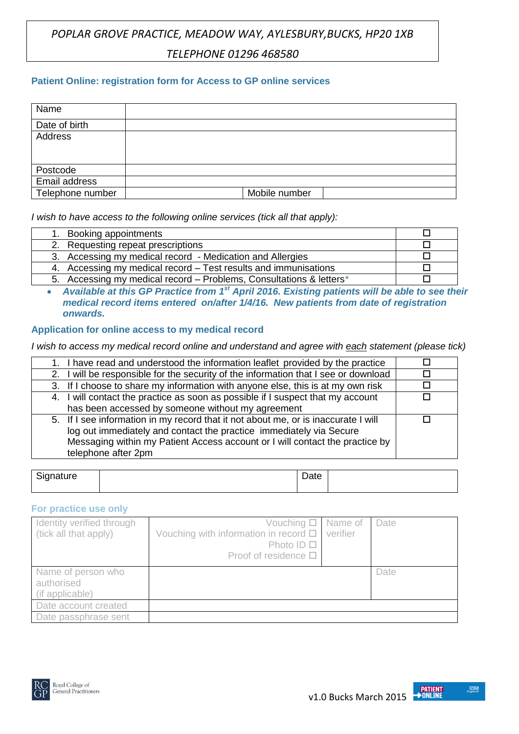*POPLAR GROVE PRACTICE, MEADOW WAY, AYLESBURY,BUCKS, HP20 1XB*

*TELEPHONE 01296 468580*

## Patient Online: registration form for Access to GP online services

| Name | | | |
|---|---|---|---|
| Date of birth | | | |
| Address | | | |
| Postcode | | | |
| Email address | | | |
| Telephone number | | Mobile number | |

*I wish to have access to the following online services (tick all that apply):*

| | |
|---|---|
| 1. Booking appointments | ☐ |
| 2. Requesting repeat prescriptions | ☐ |
| 3. Accessing my medical record - Medication and Allergies | ☐ |
| 4. Accessing my medical record – Test results and immunisations | ☐ |
| 5. Accessing my medical record – Problems, Consultations & letters* | ☐ |

- ***Available at this GP Practice from 1st April 2016. Existing patients will be able to see their medical record items entered on/after 1/4/16. New patients from date of registration onwards.***

### Application for online access to my medical record

*I wish to access my medical record online and understand and agree with each statement (please tick)*

| | |
|---|---|
| 1. I have read and understood the information leaflet provided by the practice | ☐ |
| 2. I will be responsible for the security of the information that I see or download | ☐ |
| 3. If I choose to share my information with anyone else, this is at my own risk | ☐ |
| 4. I will contact the practice as soon as possible if I suspect that my account has been accessed by someone without my agreement | ☐ |
| 5. If I see information in my record that it not about me, or is inaccurate I will log out immediately and contact the practice immediately via Secure Messaging within my Patient Access account or I will contact the practice by telephone after 2pm | ☐ |

| Signature | | Date | |
|---|---|---|---|

### For practice use only

| Identity verified through (tick all that apply) | Vouching ☐<br>Vouching with information in record ☐<br>Photo ID ☐<br>Proof of residence ☐ | Name of verifier | Date |
|---|---|---|---|
| Name of person who authorised (if applicable) | | | Date |
| Date account created | | | |
| Date passphrase sent | | | |

v1.0 Bucks March 2015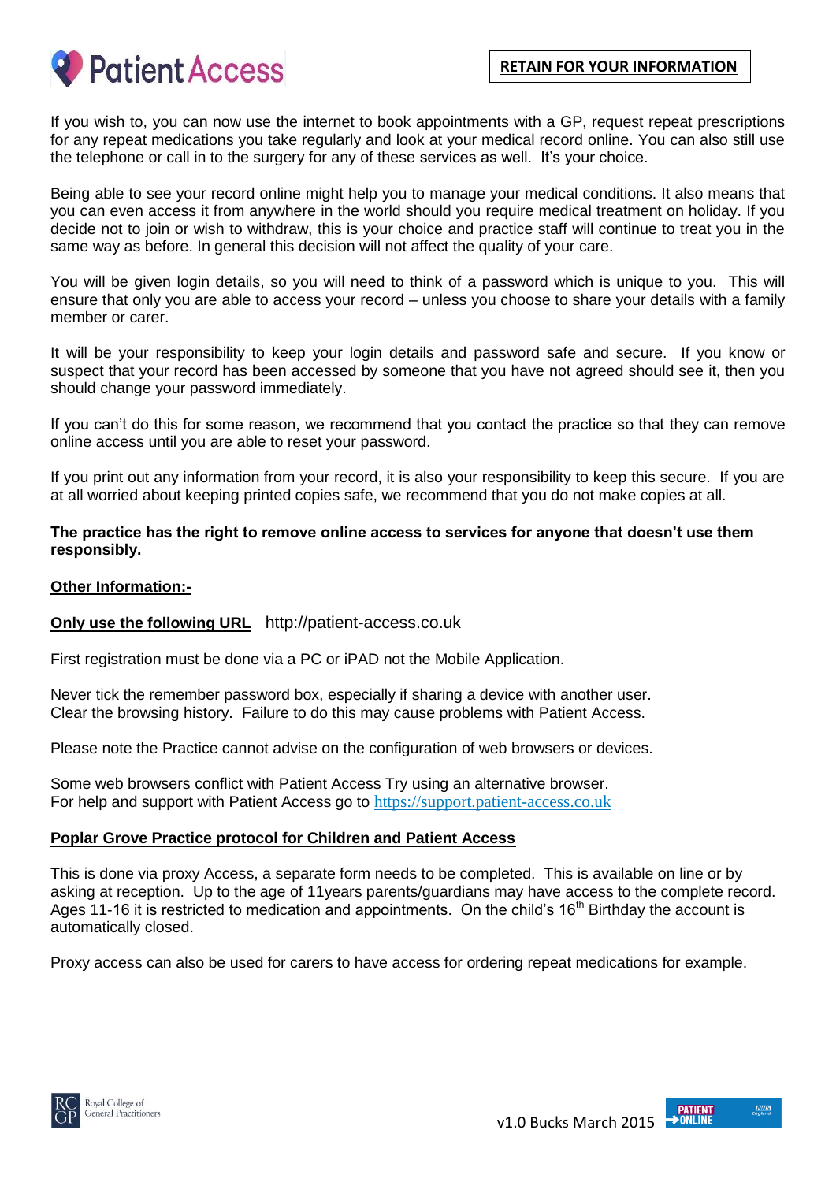Patient Access

**RETAIN FOR YOUR INFORMATION**

If you wish to, you can now use the internet to book appointments with a GP, request repeat prescriptions for any repeat medications you take regularly and look at your medical record online. You can also still use the telephone or call in to the surgery for any of these services as well. It's your choice.

Being able to see your record online might help you to manage your medical conditions. It also means that you can even access it from anywhere in the world should you require medical treatment on holiday. If you decide not to join or wish to withdraw, this is your choice and practice staff will continue to treat you in the same way as before. In general this decision will not affect the quality of your care.

You will be given login details, so you will need to think of a password which is unique to you. This will ensure that only you are able to access your record – unless you choose to share your details with a family member or carer.

It will be your responsibility to keep your login details and password safe and secure. If you know or suspect that your record has been accessed by someone that you have not agreed should see it, then you should change your password immediately.

If you can't do this for some reason, we recommend that you contact the practice so that they can remove online access until you are able to reset your password.

If you print out any information from your record, it is also your responsibility to keep this secure. If you are at all worried about keeping printed copies safe, we recommend that you do not make copies at all.

**The practice has the right to remove online access to services for anyone that doesn't use them responsibly.**

**Other Information:-**

**Only use the following URL** http://patient-access.co.uk

First registration must be done via a PC or iPAD not the Mobile Application.

Never tick the remember password box, especially if sharing a device with another user.
Clear the browsing history. Failure to do this may cause problems with Patient Access.

Please note the Practice cannot advise on the configuration of web browsers or devices.

Some web browsers conflict with Patient Access Try using an alternative browser.
For help and support with Patient Access go to https://support.patient-access.co.uk

**Poplar Grove Practice protocol for Children and Patient Access**

This is done via proxy Access, a separate form needs to be completed. This is available on line or by asking at reception. Up to the age of 11years parents/guardians may have access to the complete record. Ages 11-16 it is restricted to medication and appointments. On the child's 16th Birthday the account is automatically closed.

Proxy access can also be used for carers to have access for ordering repeat medications for example.

Royal College of General Practitioners

v1.0 Bucks March 2015